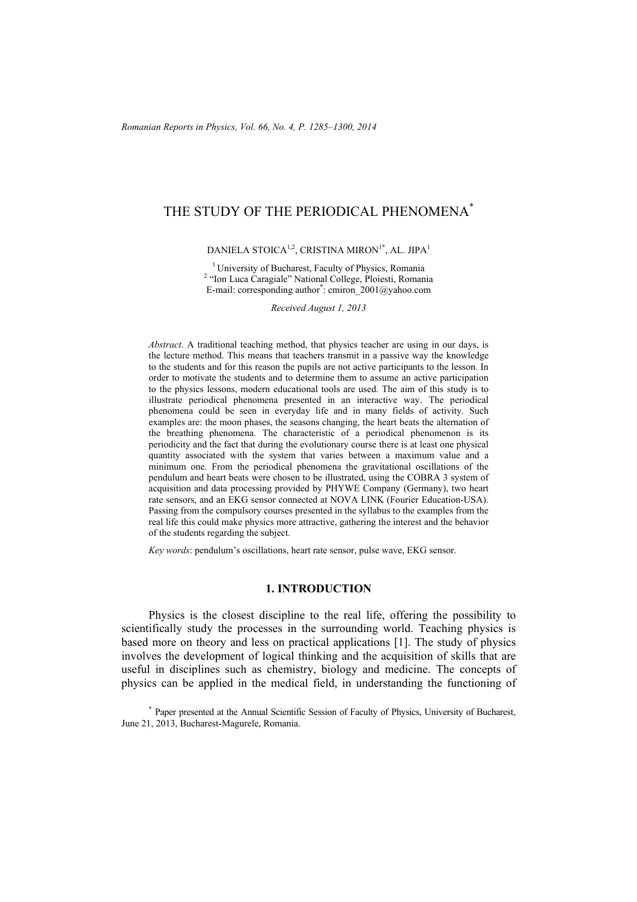# THE STUDY OF THE PERIODICAL PHENOMENA*

DANIELA STOICA[1,2], CRISTINA MIRON[1*], AL. JIPA[1]

[1] University of Bucharest, Faculty of Physics, Romania
[2] "Ion Luca Caragiale" National College, Ploiesti, Romania
E-mail: corresponding author*: cmiron_2001@yahoo.com

*Received August 1, 2013*

*Abstract*. A traditional teaching method, that physics teacher are using in our days, is the lecture method. This means that teachers transmit in a passive way the knowledge to the students and for this reason the pupils are not active participants to the lesson. In order to motivate the students and to determine them to assume an active participation to the physics lessons, modern educational tools are used. The aim of this study is to illustrate periodical phenomena presented in an interactive way. The periodical phenomena could be seen in everyday life and in many fields of activity. Such examples are: the moon phases, the seasons changing, the heart beats the alternation of the breathing phenomena. The characteristic of a periodical phenomenon is its periodicity and the fact that during the evolutionary course there is at least one physical quantity associated with the system that varies between a maximum value and a minimum one. From the periodical phenomena the gravitational oscillations of the pendulum and heart beats were chosen to be illustrated, using the COBRA 3 system of acquisition and data processing provided by PHYWE Company (Germany), two heart rate sensors, and an EKG sensor connected at NOVA LINK (Fourier Education-USA). Passing from the compulsory courses presented in the syllabus to the examples from the real life this could make physics more attractive, gathering the interest and the behavior of the students regarding the subject.

*Key words*: pendulum's oscillations, heart rate sensor, pulse wave, EKG sensor.

## 1. INTRODUCTION

Physics is the closest discipline to the real life, offering the possibility to scientifically study the processes in the surrounding world. Teaching physics is based more on theory and less on practical applications [1]. The study of physics involves the development of logical thinking and the acquisition of skills that are useful in disciplines such as chemistry, biology and medicine. The concepts of physics can be applied in the medical field, in understanding the functioning of

* Paper presented at the Annual Scientific Session of Faculty of Physics, University of Bucharest, June 21, 2013, Bucharest-Magurele, Romania.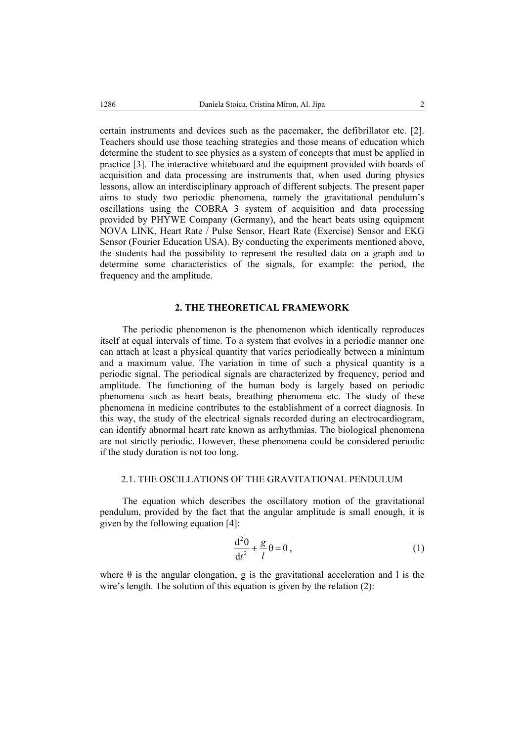certain instruments and devices such as the pacemaker, the defibrillator etc. [2]. Teachers should use those teaching strategies and those means of education which determine the student to see physics as a system of concepts that must be applied in practice [3]. The interactive whiteboard and the equipment provided with boards of acquisition and data processing are instruments that, when used during physics lessons, allow an interdisciplinary approach of different subjects. The present paper aims to study two periodic phenomena, namely the gravitational pendulum's oscillations using the COBRA 3 system of acquisition and data processing provided by PHYWE Company (Germany), and the heart beats using equipment NOVA LINK, Heart Rate / Pulse Sensor, Heart Rate (Exercise) Sensor and EKG Sensor (Fourier Education USA). By conducting the experiments mentioned above, the students had the possibility to represent the resulted data on a graph and to determine some characteristics of the signals, for example: the period, the frequency and the amplitude.

## 2. THE THEORETICAL FRAMEWORK

The periodic phenomenon is the phenomenon which identically reproduces itself at equal intervals of time. To a system that evolves in a periodic manner one can attach at least a physical quantity that varies periodically between a minimum and a maximum value. The variation in time of such a physical quantity is a periodic signal. The periodical signals are characterized by frequency, period and amplitude. The functioning of the human body is largely based on periodic phenomena such as heart beats, breathing phenomena etc. The study of these phenomena in medicine contributes to the establishment of a correct diagnosis. In this way, the study of the electrical signals recorded during an electrocardiogram, can identify abnormal heart rate known as arrhythmias. The biological phenomena are not strictly periodic. However, these phenomena could be considered periodic if the study duration is not too long.

### 2.1. THE OSCILLATIONS OF THE GRAVITATIONAL PENDULUM

The equation which describes the oscillatory motion of the gravitational pendulum, provided by the fact that the angular amplitude is small enough, it is given by the following equation [4]:

$$\frac{\mathrm{d}^2\theta}{\mathrm{d}t^2} + \frac{g}{l}\theta = 0\,, \tag{1}$$

where $\theta$ is the angular elongation, g is the gravitational acceleration and l is the wire's length. The solution of this equation is given by the relation (2):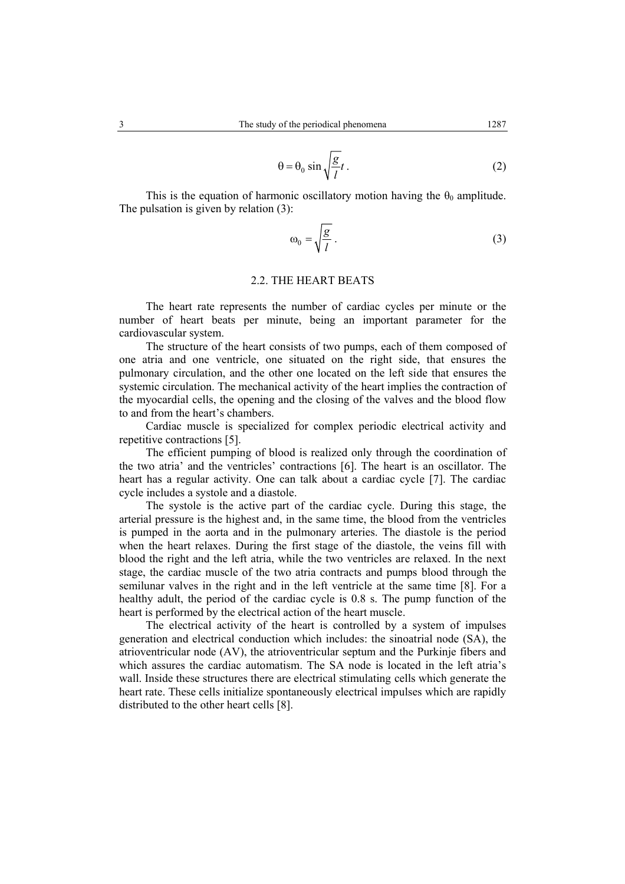$$\theta = \theta_0 \sin \sqrt{\frac{g}{l}} t . \tag{2}$$

This is the equation of harmonic oscillatory motion having the $\theta_0$ amplitude. The pulsation is given by relation (3):

$$\omega_0 = \sqrt{\frac{g}{l}} . \tag{3}$$

## 2.2. THE HEART BEATS

The heart rate represents the number of cardiac cycles per minute or the number of heart beats per minute, being an important parameter for the cardiovascular system.

The structure of the heart consists of two pumps, each of them composed of one atria and one ventricle, one situated on the right side, that ensures the pulmonary circulation, and the other one located on the left side that ensures the systemic circulation. The mechanical activity of the heart implies the contraction of the myocardial cells, the opening and the closing of the valves and the blood flow to and from the heart's chambers.

Cardiac muscle is specialized for complex periodic electrical activity and repetitive contractions [5].

The efficient pumping of blood is realized only through the coordination of the two atria' and the ventricles' contractions [6]. The heart is an oscillator. The heart has a regular activity. One can talk about a cardiac cycle [7]. The cardiac cycle includes a systole and a diastole.

The systole is the active part of the cardiac cycle. During this stage, the arterial pressure is the highest and, in the same time, the blood from the ventricles is pumped in the aorta and in the pulmonary arteries. The diastole is the period when the heart relaxes. During the first stage of the diastole, the veins fill with blood the right and the left atria, while the two ventricles are relaxed. In the next stage, the cardiac muscle of the two atria contracts and pumps blood through the semilunar valves in the right and in the left ventricle at the same time [8]. For a healthy adult, the period of the cardiac cycle is 0.8 s. The pump function of the heart is performed by the electrical action of the heart muscle.

The electrical activity of the heart is controlled by a system of impulses generation and electrical conduction which includes: the sinoatrial node (SA), the atrioventricular node (AV), the atrioventricular septum and the Purkinje fibers and which assures the cardiac automatism. The SA node is located in the left atria's wall. Inside these structures there are electrical stimulating cells which generate the heart rate. These cells initialize spontaneously electrical impulses which are rapidly distributed to the other heart cells [8].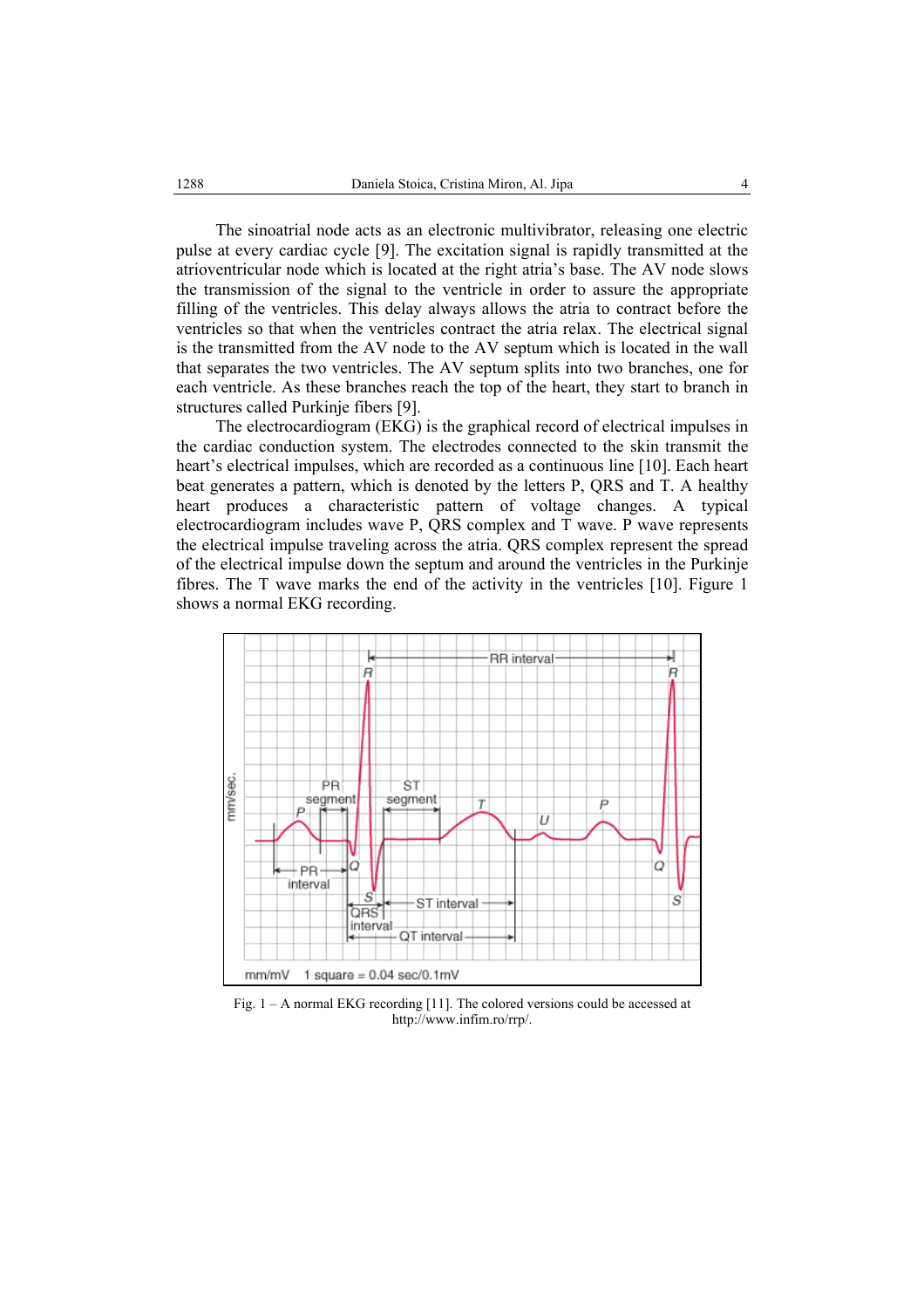The sinoatrial node acts as an electronic multivibrator, releasing one electric pulse at every cardiac cycle [9]. The excitation signal is rapidly transmitted at the atrioventricular node which is located at the right atria's base. The AV node slows the transmission of the signal to the ventricle in order to assure the appropriate filling of the ventricles. This delay always allows the atria to contract before the ventricles so that when the ventricles contract the atria relax. The electrical signal is the transmitted from the AV node to the AV septum which is located in the wall that separates the two ventricles. The AV septum splits into two branches, one for each ventricle. As these branches reach the top of the heart, they start to branch in structures called Purkinje fibers [9].

The electrocardiogram (EKG) is the graphical record of electrical impulses in the cardiac conduction system. The electrodes connected to the skin transmit the heart's electrical impulses, which are recorded as a continuous line [10]. Each heart beat generates a pattern, which is denoted by the letters P, QRS and T. A healthy heart produces a characteristic pattern of voltage changes. A typical electrocardiogram includes wave P, QRS complex and T wave. P wave represents the electrical impulse traveling across the atria. QRS complex represent the spread of the electrical impulse down the septum and around the ventricles in the Purkinje fibres. The T wave marks the end of the activity in the ventricles [10]. Figure 1 shows a normal EKG recording.

Fig. 1 – A normal EKG recording [11]. The colored versions could be accessed at http://www.infim.ro/rrp/.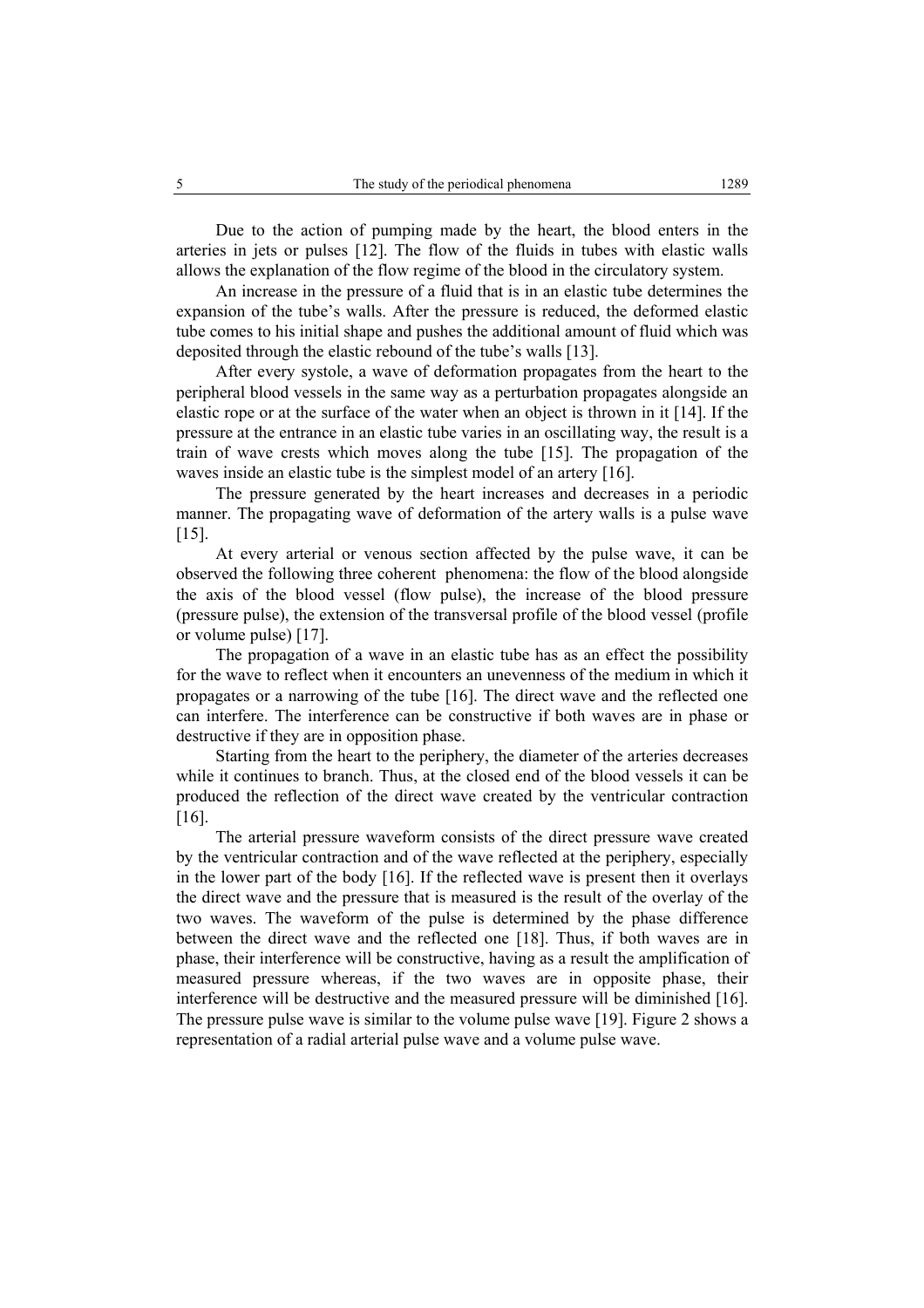Due to the action of pumping made by the heart, the blood enters in the arteries in jets or pulses [12]. The flow of the fluids in tubes with elastic walls allows the explanation of the flow regime of the blood in the circulatory system.

An increase in the pressure of a fluid that is in an elastic tube determines the expansion of the tube's walls. After the pressure is reduced, the deformed elastic tube comes to his initial shape and pushes the additional amount of fluid which was deposited through the elastic rebound of the tube's walls [13].

After every systole, a wave of deformation propagates from the heart to the peripheral blood vessels in the same way as a perturbation propagates alongside an elastic rope or at the surface of the water when an object is thrown in it [14]. If the pressure at the entrance in an elastic tube varies in an oscillating way, the result is a train of wave crests which moves along the tube [15]. The propagation of the waves inside an elastic tube is the simplest model of an artery [16].

The pressure generated by the heart increases and decreases in a periodic manner. The propagating wave of deformation of the artery walls is a pulse wave [15].

At every arterial or venous section affected by the pulse wave, it can be observed the following three coherent phenomena: the flow of the blood alongside the axis of the blood vessel (flow pulse), the increase of the blood pressure (pressure pulse), the extension of the transversal profile of the blood vessel (profile or volume pulse) [17].

The propagation of a wave in an elastic tube has as an effect the possibility for the wave to reflect when it encounters an unevenness of the medium in which it propagates or a narrowing of the tube [16]. The direct wave and the reflected one can interfere. The interference can be constructive if both waves are in phase or destructive if they are in opposition phase.

Starting from the heart to the periphery, the diameter of the arteries decreases while it continues to branch. Thus, at the closed end of the blood vessels it can be produced the reflection of the direct wave created by the ventricular contraction [16].

The arterial pressure waveform consists of the direct pressure wave created by the ventricular contraction and of the wave reflected at the periphery, especially in the lower part of the body [16]. If the reflected wave is present then it overlays the direct wave and the pressure that is measured is the result of the overlay of the two waves. The waveform of the pulse is determined by the phase difference between the direct wave and the reflected one [18]. Thus, if both waves are in phase, their interference will be constructive, having as a result the amplification of measured pressure whereas, if the two waves are in opposite phase, their interference will be destructive and the measured pressure will be diminished [16]. The pressure pulse wave is similar to the volume pulse wave [19]. Figure 2 shows a representation of a radial arterial pulse wave and a volume pulse wave.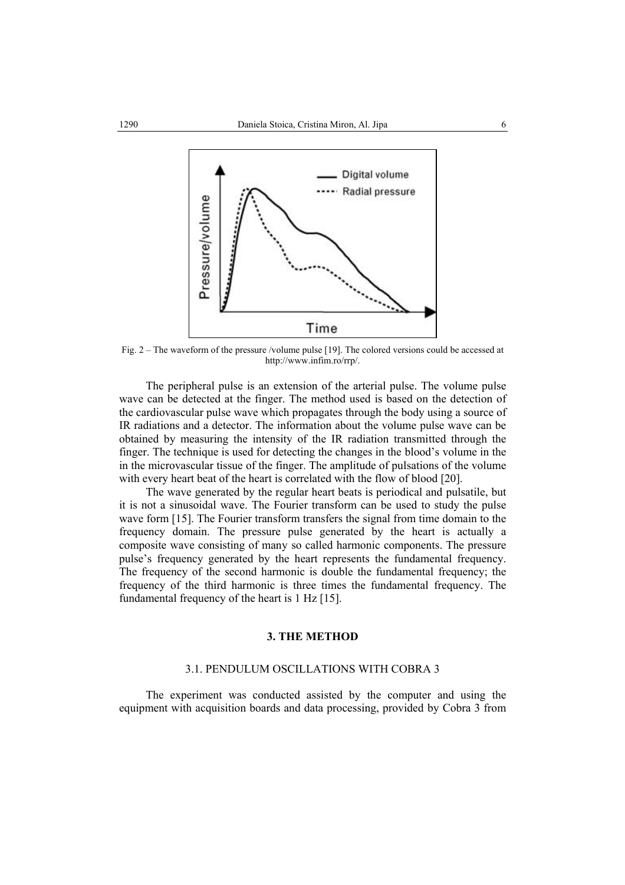Fig. 2 – The waveform of the pressure /volume pulse [19]. The colored versions could be accessed at http://www.infim.ro/rrp/.

The peripheral pulse is an extension of the arterial pulse. The volume pulse wave can be detected at the finger. The method used is based on the detection of the cardiovascular pulse wave which propagates through the body using a source of IR radiations and a detector. The information about the volume pulse wave can be obtained by measuring the intensity of the IR radiation transmitted through the finger. The technique is used for detecting the changes in the blood's volume in the in the microvascular tissue of the finger. The amplitude of pulsations of the volume with every heart beat of the heart is correlated with the flow of blood [20].

The wave generated by the regular heart beats is periodical and pulsatile, but it is not a sinusoidal wave. The Fourier transform can be used to study the pulse wave form [15]. The Fourier transform transfers the signal from time domain to the frequency domain. The pressure pulse generated by the heart is actually a composite wave consisting of many so called harmonic components. The pressure pulse's frequency generated by the heart represents the fundamental frequency. The frequency of the second harmonic is double the fundamental frequency; the frequency of the third harmonic is three times the fundamental frequency. The fundamental frequency of the heart is 1 Hz [15].

## 3. THE METHOD

### 3.1. PENDULUM OSCILLATIONS WITH COBRA 3

The experiment was conducted assisted by the computer and using the equipment with acquisition boards and data processing, provided by Cobra 3 from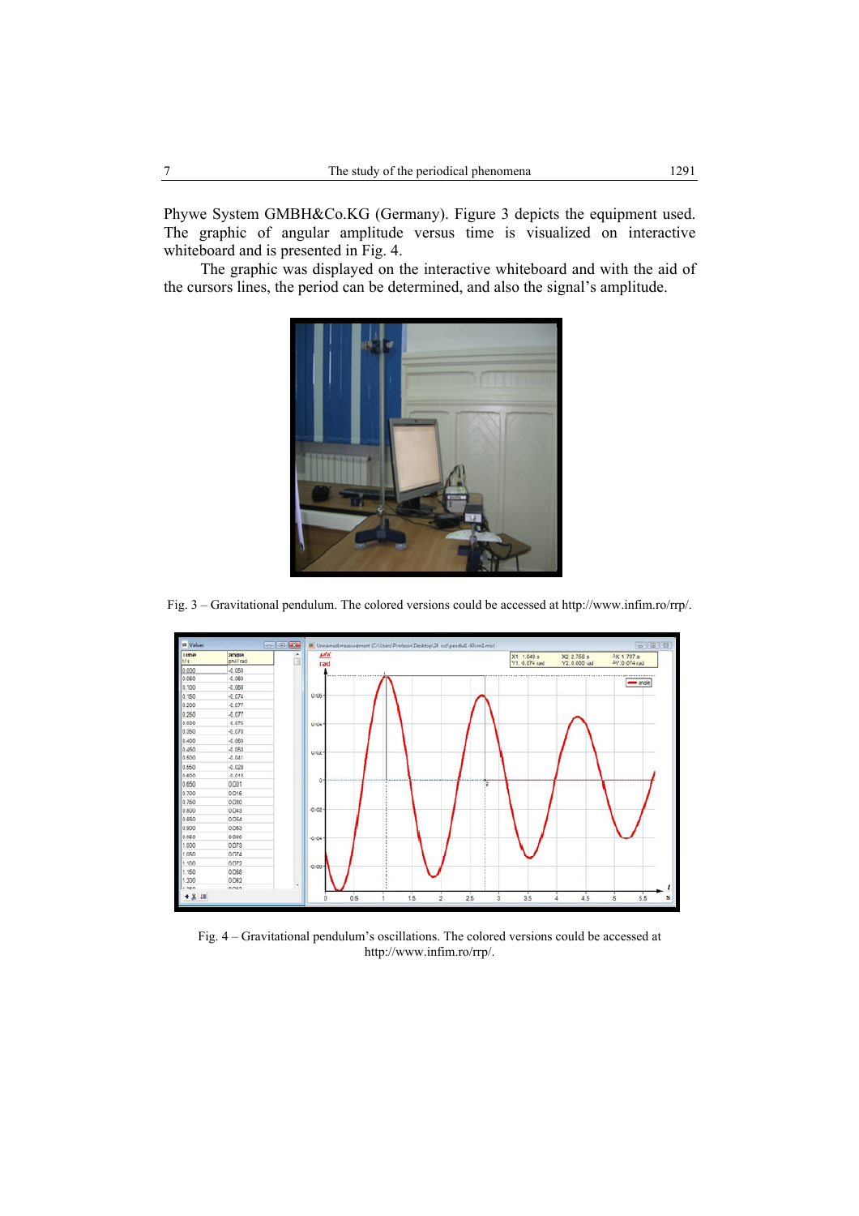Phywe System GMBH&Co.KG (Germany). Figure 3 depicts the equipment used. The graphic of angular amplitude versus time is visualized on interactive whiteboard and is presented in Fig. 4.

The graphic was displayed on the interactive whiteboard and with the aid of the cursors lines, the period can be determined, and also the signal's amplitude.

Fig. 3 – Gravitational pendulum. The colored versions could be accessed at http://www.infim.ro/rrp/.

Fig. 4 – Gravitational pendulum's oscillations. The colored versions could be accessed at http://www.infim.ro/rrp/.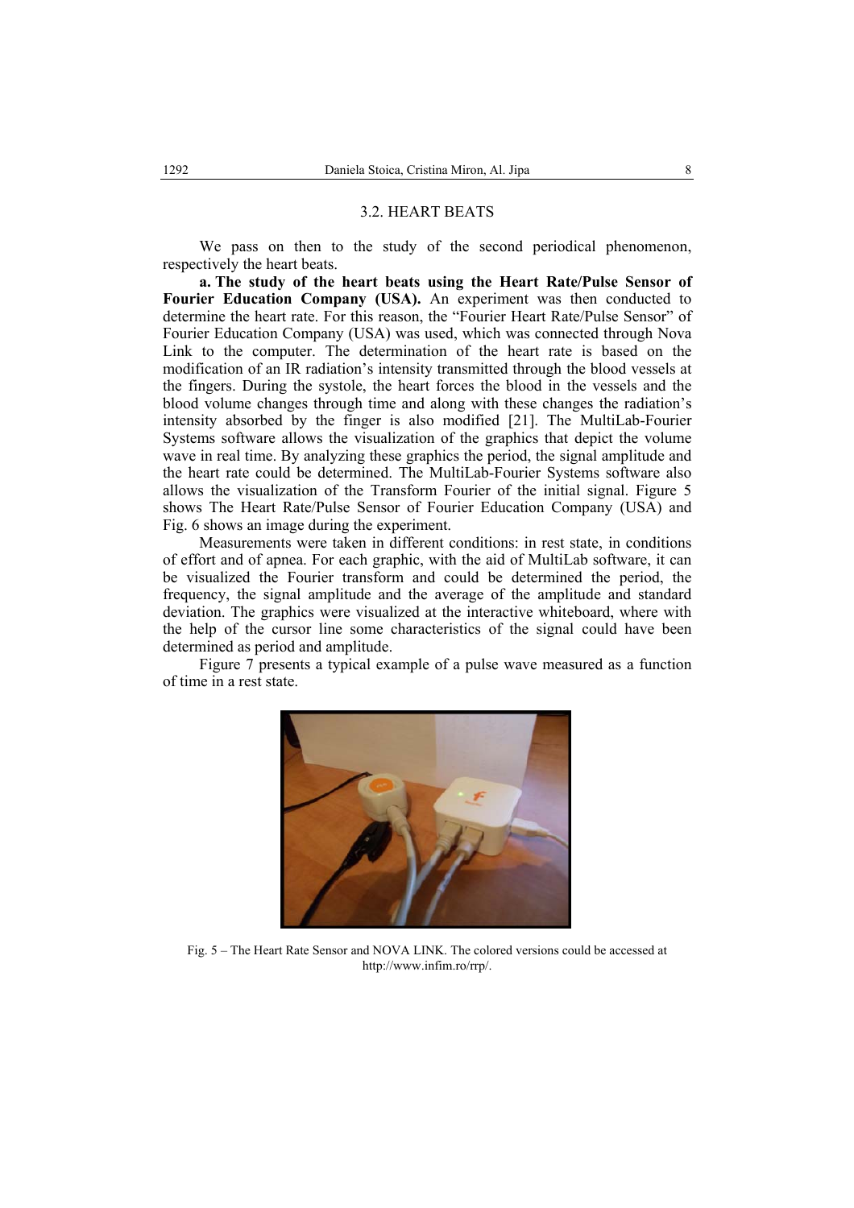### 3.2. HEART BEATS

We pass on then to the study of the second periodical phenomenon, respectively the heart beats.

**a. The study of the heart beats using the Heart Rate/Pulse Sensor of Fourier Education Company (USA).** An experiment was then conducted to determine the heart rate. For this reason, the "Fourier Heart Rate/Pulse Sensor" of Fourier Education Company (USA) was used, which was connected through Nova Link to the computer. The determination of the heart rate is based on the modification of an IR radiation's intensity transmitted through the blood vessels at the fingers. During the systole, the heart forces the blood in the vessels and the blood volume changes through time and along with these changes the radiation's intensity absorbed by the finger is also modified [21]. The MultiLab-Fourier Systems software allows the visualization of the graphics that depict the volume wave in real time. By analyzing these graphics the period, the signal amplitude and the heart rate could be determined. The MultiLab-Fourier Systems software also allows the visualization of the Transform Fourier of the initial signal. Figure 5 shows The Heart Rate/Pulse Sensor of Fourier Education Company (USA) and Fig. 6 shows an image during the experiment.

Measurements were taken in different conditions: in rest state, in conditions of effort and of apnea. For each graphic, with the aid of MultiLab software, it can be visualized the Fourier transform and could be determined the period, the frequency, the signal amplitude and the average of the amplitude and standard deviation. The graphics were visualized at the interactive whiteboard, where with the help of the cursor line some characteristics of the signal could have been determined as period and amplitude.

Figure 7 presents a typical example of a pulse wave measured as a function of time in a rest state.

Fig. 5 – The Heart Rate Sensor and NOVA LINK. The colored versions could be accessed at http://www.infim.ro/rrp/.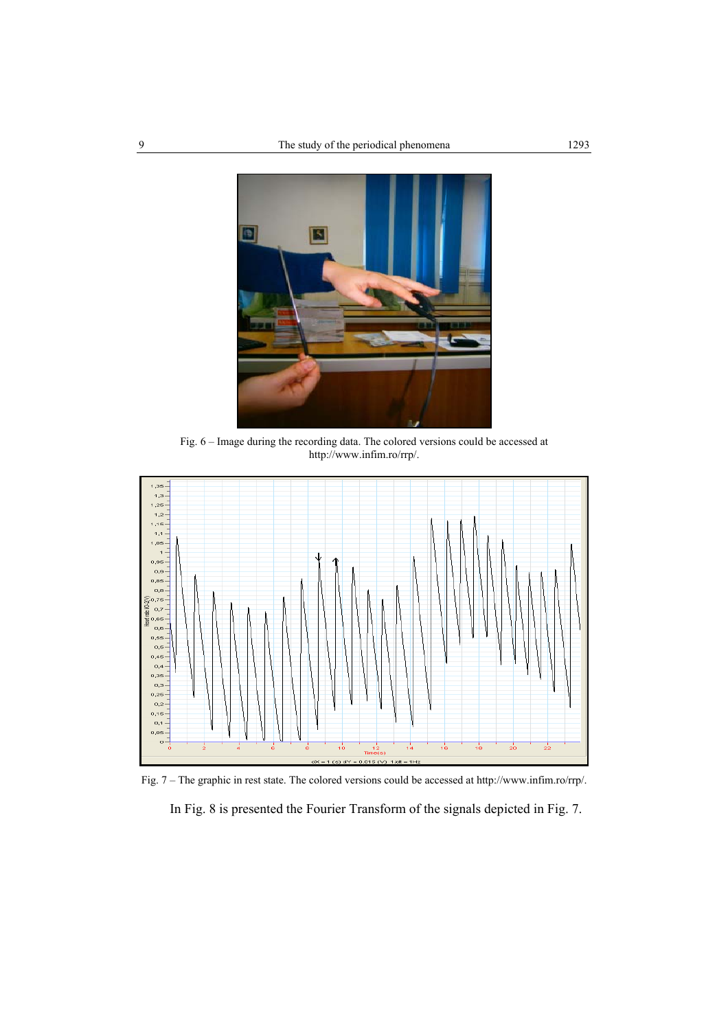Fig. 6 – Image during the recording data. The colored versions could be accessed at http://www.infim.ro/rrp/.

Fig. 7 – The graphic in rest state. The colored versions could be accessed at http://www.infim.ro/rrp/.

In Fig. 8 is presented the Fourier Transform of the signals depicted in Fig. 7.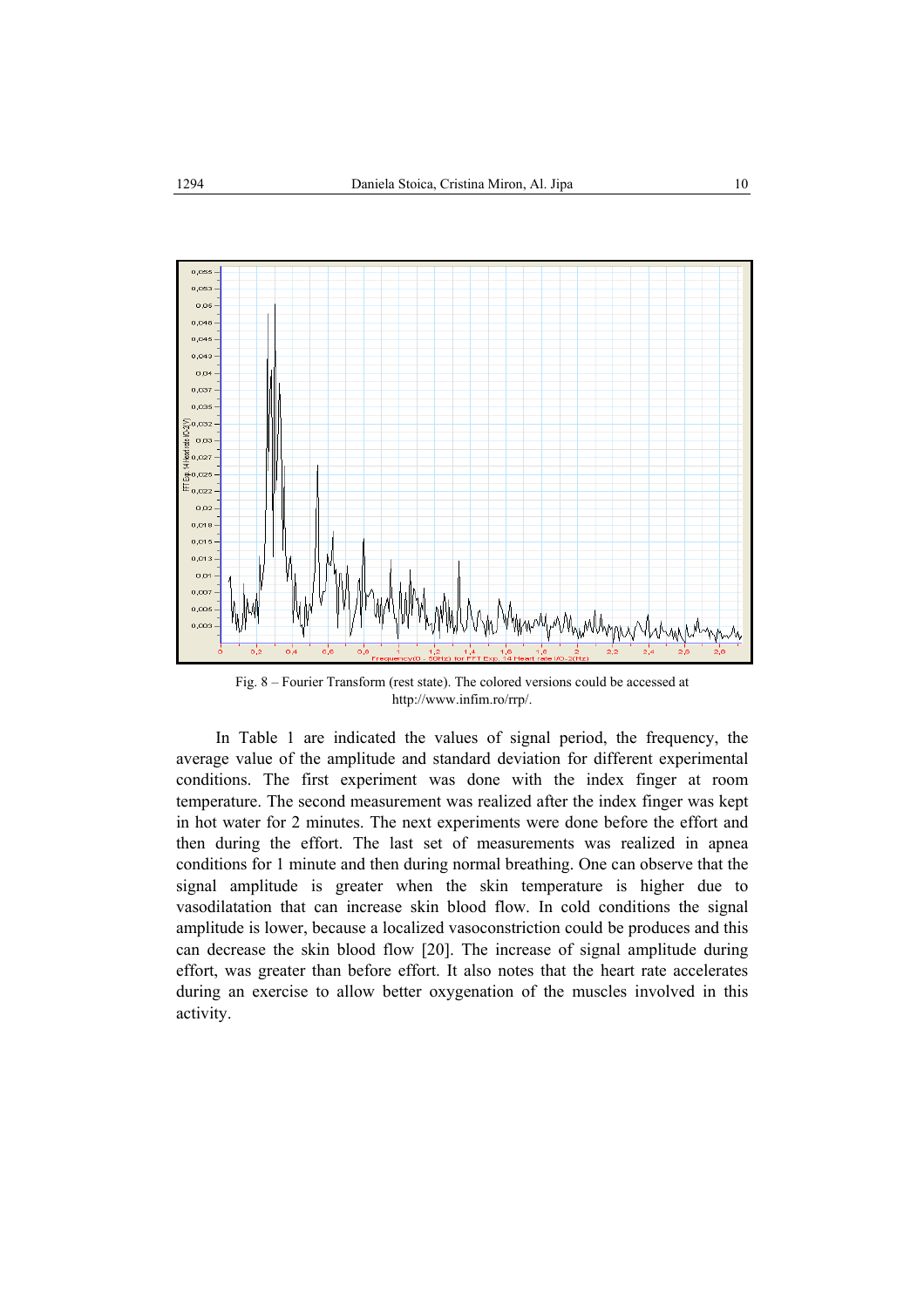Fig. 8 – Fourier Transform (rest state). The colored versions could be accessed at http://www.infim.ro/rrp/.

In Table 1 are indicated the values of signal period, the frequency, the average value of the amplitude and standard deviation for different experimental conditions. The first experiment was done with the index finger at room temperature. The second measurement was realized after the index finger was kept in hot water for 2 minutes. The next experiments were done before the effort and then during the effort. The last set of measurements was realized in apnea conditions for 1 minute and then during normal breathing. One can observe that the signal amplitude is greater when the skin temperature is higher due to vasodilatation that can increase skin blood flow. In cold conditions the signal amplitude is lower, because a localized vasoconstriction could be produces and this can decrease the skin blood flow [20]. The increase of signal amplitude during effort, was greater than before effort. It also notes that the heart rate accelerates during an exercise to allow better oxygenation of the muscles involved in this activity.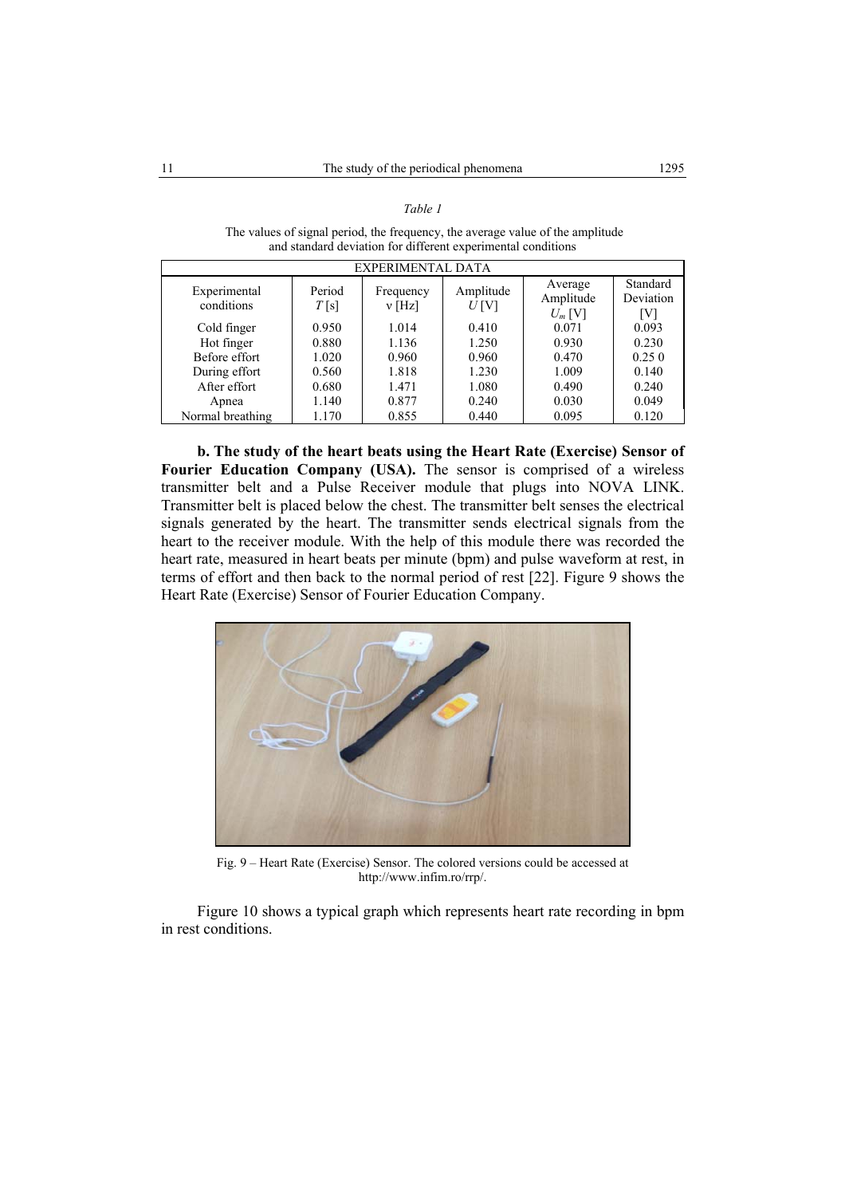*Table 1*

The values of signal period, the frequency, the average value of the amplitude and standard deviation for different experimental conditions

| EXPERIMENTAL DATA | | | | | |
|---|---|---|---|---|---|
| Experimental conditions | Period $T$ [s] | Frequency $\nu$ [Hz] | Amplitude $U$ [V] | Average Amplitude $U_m$ [V] | Standard Deviation [V] |
| Cold finger | 0.950 | 1.014 | 0.410 | 0.071 | 0.093 |
| Hot finger | 0.880 | 1.136 | 1.250 | 0.930 | 0.230 |
| Before effort | 1.020 | 0.960 | 0.960 | 0.470 | 0.25 0 |
| During effort | 0.560 | 1.818 | 1.230 | 1.009 | 0.140 |
| After effort | 0.680 | 1.471 | 1.080 | 0.490 | 0.240 |
| Apnea | 1.140 | 0.877 | 0.240 | 0.030 | 0.049 |
| Normal breathing | 1.170 | 0.855 | 0.440 | 0.095 | 0.120 |

**b. The study of the heart beats using the Heart Rate (Exercise) Sensor of Fourier Education Company (USA).** The sensor is comprised of a wireless transmitter belt and a Pulse Receiver module that plugs into NOVA LINK. Transmitter belt is placed below the chest. The transmitter belt senses the electrical signals generated by the heart. The transmitter sends electrical signals from the heart to the receiver module. With the help of this module there was recorded the heart rate, measured in heart beats per minute (bpm) and pulse waveform at rest, in terms of effort and then back to the normal period of rest [22]. Figure 9 shows the Heart Rate (Exercise) Sensor of Fourier Education Company.

Fig. 9 – Heart Rate (Exercise) Sensor. The colored versions could be accessed at http://www.infim.ro/rrp/.

Figure 10 shows a typical graph which represents heart rate recording in bpm in rest conditions.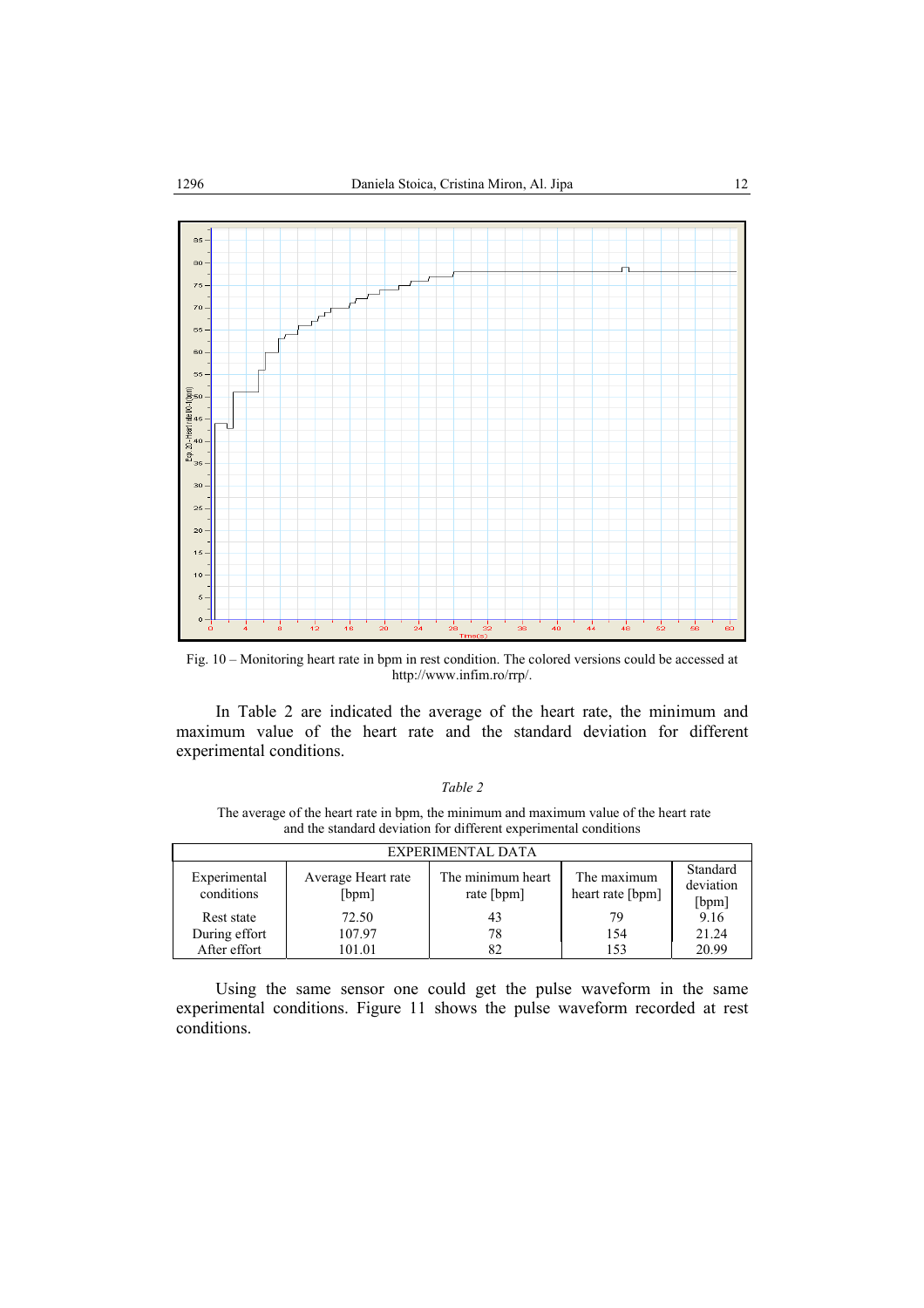Fig. 10 – Monitoring heart rate in bpm in rest condition. The colored versions could be accessed at http://www.infim.ro/rrp/.

In Table 2 are indicated the average of the heart rate, the minimum and maximum value of the heart rate and the standard deviation for different experimental conditions.

*Table 2*

The average of the heart rate in bpm, the minimum and maximum value of the heart rate and the standard deviation for different experimental conditions

| EXPERIMENTAL DATA | | | | |
|---|---|---|---|---|
| Experimental conditions | Average Heart rate [bpm] | The minimum heart rate [bpm] | The maximum heart rate [bpm] | Standard deviation [bpm] |
| Rest state | 72.50 | 43 | 79 | 9.16 |
| During effort | 107.97 | 78 | 154 | 21.24 |
| After effort | 101.01 | 82 | 153 | 20.99 |

Using the same sensor one could get the pulse waveform in the same experimental conditions. Figure 11 shows the pulse waveform recorded at rest conditions.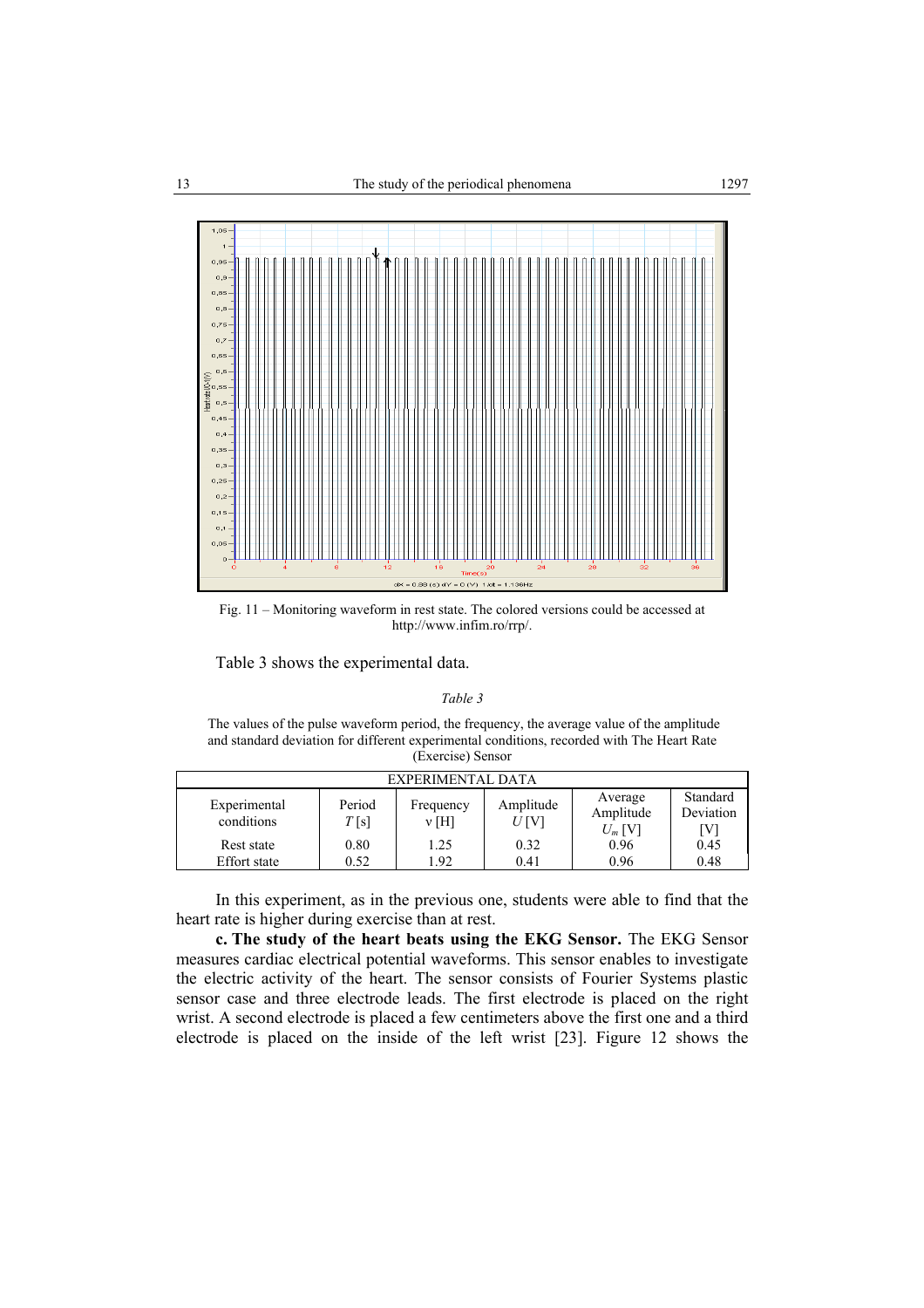Fig. 11 – Monitoring waveform in rest state. The colored versions could be accessed at http://www.infim.ro/rrp/.

Table 3 shows the experimental data.

*Table 3*

The values of the pulse waveform period, the frequency, the average value of the amplitude and standard deviation for different experimental conditions, recorded with The Heart Rate (Exercise) Sensor

| EXPERIMENTAL DATA | | | | | |
|---|---|---|---|---|---|
| Experimental conditions | Period $T$ [s] | Frequency ν [H] | Amplitude $U$ [V] | Average Amplitude $U_m$ [V] | Standard Deviation [V] |
| Rest state | 0.80 | 1.25 | 0.32 | 0.96 | 0.45 |
| Effort state | 0.52 | 1.92 | 0.41 | 0.96 | 0.48 |

In this experiment, as in the previous one, students were able to find that the heart rate is higher during exercise than at rest.

**c. The study of the heart beats using the EKG Sensor.** The EKG Sensor measures cardiac electrical potential waveforms. This sensor enables to investigate the electric activity of the heart. The sensor consists of Fourier Systems plastic sensor case and three electrode leads. The first electrode is placed on the right wrist. A second electrode is placed a few centimeters above the first one and a third electrode is placed on the inside of the left wrist [23]. Figure 12 shows the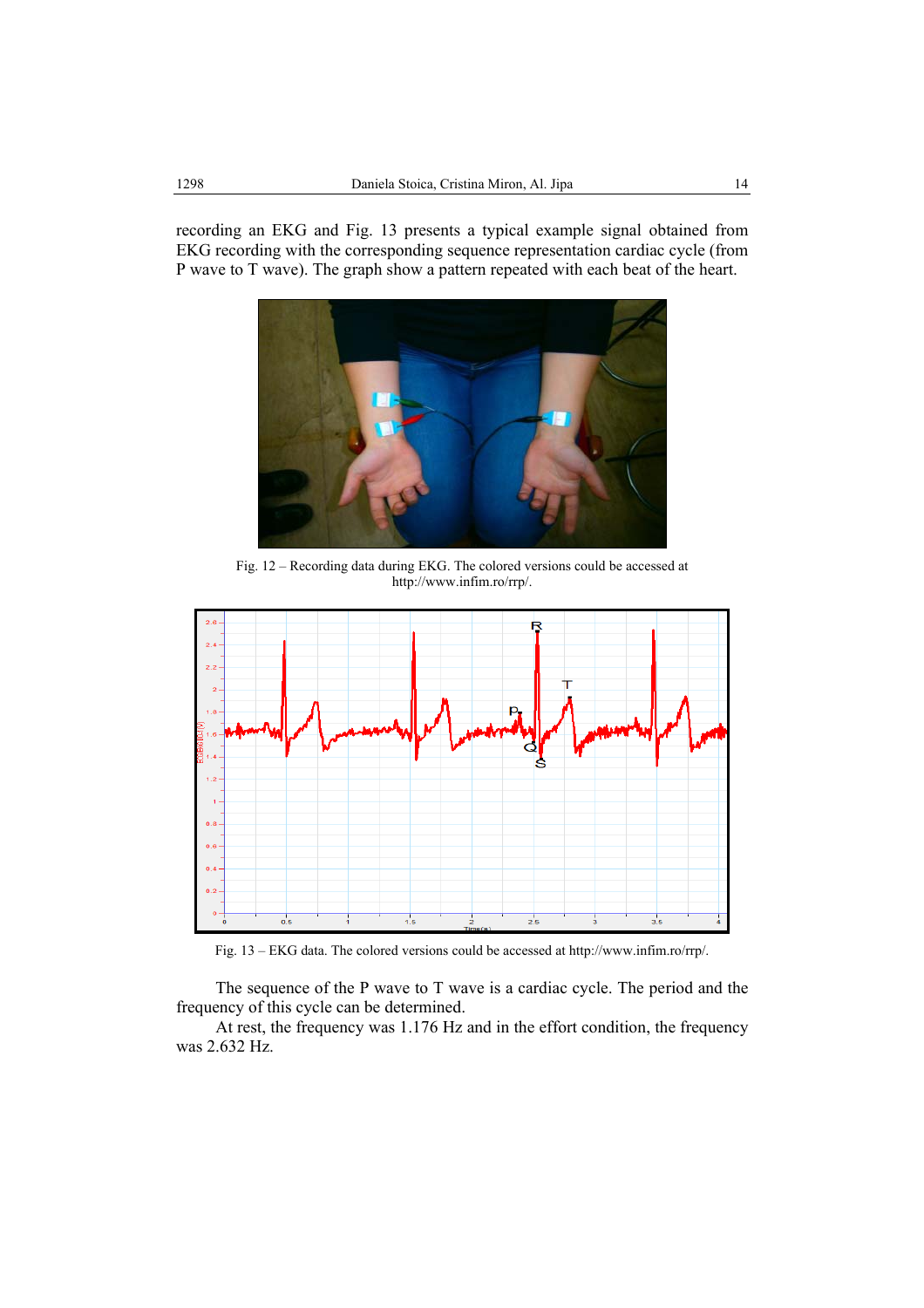recording an EKG and Fig. 13 presents a typical example signal obtained from EKG recording with the corresponding sequence representation cardiac cycle (from P wave to T wave). The graph show a pattern repeated with each beat of the heart.

Fig. 12 – Recording data during EKG. The colored versions could be accessed at http://www.infim.ro/rrp/.

Fig. 13 – EKG data. The colored versions could be accessed at http://www.infim.ro/rrp/.

The sequence of the P wave to T wave is a cardiac cycle. The period and the frequency of this cycle can be determined.

At rest, the frequency was 1.176 Hz and in the effort condition, the frequency was 2.632 Hz.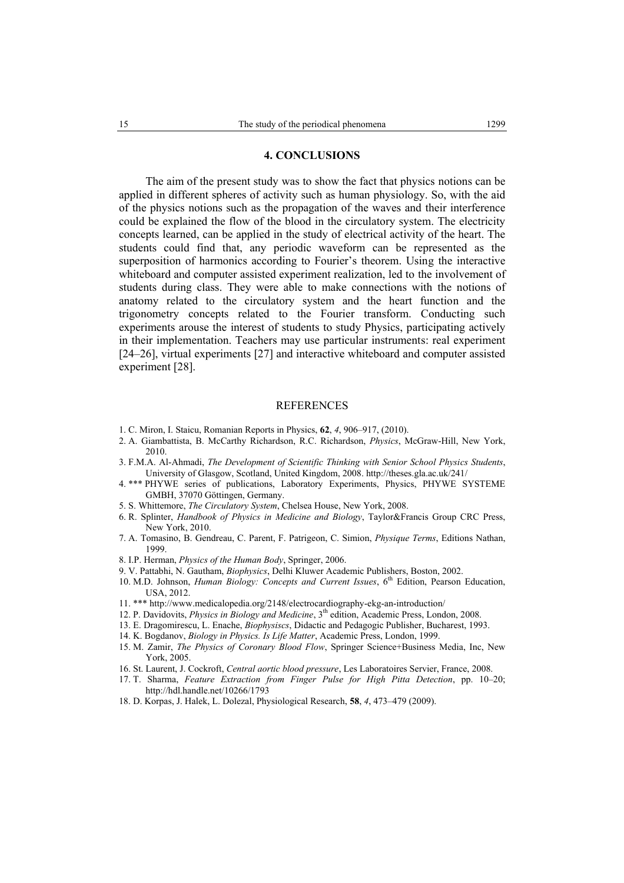## 4. CONCLUSIONS

The aim of the present study was to show the fact that physics notions can be applied in different spheres of activity such as human physiology. So, with the aid of the physics notions such as the propagation of the waves and their interference could be explained the flow of the blood in the circulatory system. The electricity concepts learned, can be applied in the study of electrical activity of the heart. The students could find that, any periodic waveform can be represented as the superposition of harmonics according to Fourier's theorem. Using the interactive whiteboard and computer assisted experiment realization, led to the involvement of students during class. They were able to make connections with the notions of anatomy related to the circulatory system and the heart function and the trigonometry concepts related to the Fourier transform. Conducting such experiments arouse the interest of students to study Physics, participating actively in their implementation. Teachers may use particular instruments: real experiment [24–26], virtual experiments [27] and interactive whiteboard and computer assisted experiment [28].

## REFERENCES

1. C. Miron, I. Staicu, Romanian Reports in Physics, **62**, *4*, 906–917, (2010).
2. A. Giambattista, B. McCarthy Richardson, R.C. Richardson, *Physics*, McGraw-Hill, New York, 2010.
3. F.M.A. Al-Ahmadi, *The Development of Scientific Thinking with Senior School Physics Students*, University of Glasgow, Scotland, United Kingdom, 2008. http://theses.gla.ac.uk/241/
4. *** PHYWE series of publications, Laboratory Experiments, Physics, PHYWE SYSTEME GMBH, 37070 Göttingen, Germany.
5. S. Whittemore, *The Circulatory System*, Chelsea House, New York, 2008.
6. R. Splinter, *Handbook of Physics in Medicine and Biology*, Taylor&Francis Group CRC Press, New York, 2010.
7. A. Tomasino, B. Gendreau, C. Parent, F. Patrigeon, C. Simion, *Physique Terms*, Editions Nathan, 1999.
8. I.P. Herman, *Physics of the Human Body*, Springer, 2006.
9. V. Pattabhi, N. Gautham, *Biophysics*, Delhi Kluwer Academic Publishers, Boston, 2002.
10. M.D. Johnson, *Human Biology: Concepts and Current Issues*, 6th Edition, Pearson Education, USA, 2012.
11. *** http://www.medicalopedia.org/2148/electrocardiography-ekg-an-introduction/
12. P. Davidovits, *Physics in Biology and Medicine*, 3th edition, Academic Press, London, 2008.
13. E. Dragomirescu, L. Enache, *Biophysiscs*, Didactic and Pedagogic Publisher, Bucharest, 1993.
14. K. Bogdanov, *Biology in Physics. Is Life Matter*, Academic Press, London, 1999.
15. M. Zamir, *The Physics of Coronary Blood Flow*, Springer Science+Business Media, Inc, New York, 2005.
16. St. Laurent, J. Cockroft, *Central aortic blood pressure*, Les Laboratoires Servier, France, 2008.
17. T. Sharma, *Feature Extraction from Finger Pulse for High Pitta Detection*, pp. 10–20; http://hdl.handle.net/10266/1793
18. D. Korpas, J. Halek, L. Dolezal, Physiological Research, **58**, *4*, 473–479 (2009).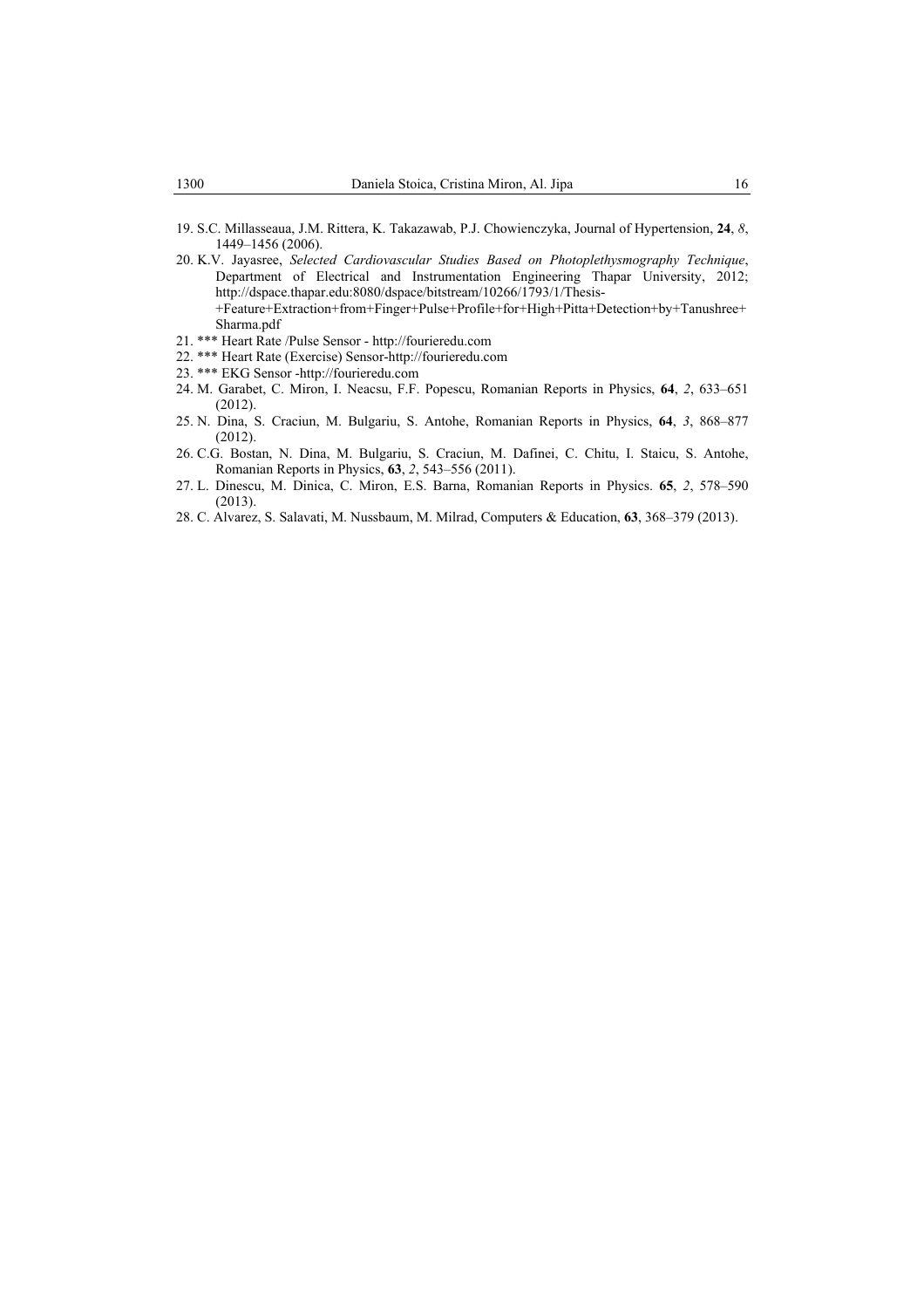19. S.C. Millasseaua, J.M. Rittera, K. Takazawab, P.J. Chowienczyka, Journal of Hypertension, **24**, *8*, 1449–1456 (2006).
20. K.V. Jayasree, *Selected Cardiovascular Studies Based on Photoplethysmography Technique*, Department of Electrical and Instrumentation Engineering Thapar University, 2012; http://dspace.thapar.edu:8080/dspace/bitstream/10266/1793/1/Thesis-+Feature+Extraction+from+Finger+Pulse+Profile+for+High+Pitta+Detection+by+Tanushree+Sharma.pdf
21. *** Heart Rate /Pulse Sensor - http://fourieredu.com
22. *** Heart Rate (Exercise) Sensor-http://fourieredu.com
23. *** EKG Sensor -http://fourieredu.com
24. M. Garabet, C. Miron, I. Neacsu, F.F. Popescu, Romanian Reports in Physics, **64**, *2*, 633–651 (2012).
25. N. Dina, S. Craciun, M. Bulgariu, S. Antohe, Romanian Reports in Physics, **64**, *3*, 868–877 (2012).
26. C.G. Bostan, N. Dina, M. Bulgariu, S. Craciun, M. Dafinei, C. Chitu, I. Staicu, S. Antohe, Romanian Reports in Physics, **63**, *2*, 543–556 (2011).
27. L. Dinescu, M. Dinica, C. Miron, E.S. Barna, Romanian Reports in Physics. **65**, *2*, 578–590 (2013).
28. C. Alvarez, S. Salavati, M. Nussbaum, M. Milrad, Computers & Education, **63**, 368–379 (2013).